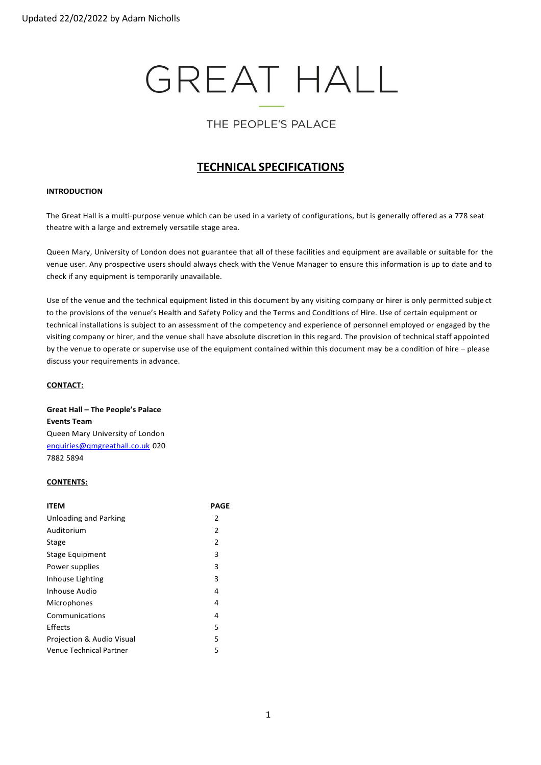Updated 22/02/2022 by Adam Nicholls

# GREAT HALL

THE PEOPLE'S PALACE

## TECHNICAL SPECIFICATIONS

**INTRODUCTION**

The Great Hall is a multi-purpose venue which can be used in a variety of configurations, but is generally offered as a 778 seat theatre with a large and extremely versatile stage area.

Queen Mary, University of London does not guarantee that all of these facilities and equipment are available or suitable for the venue user. Any prospective users should always check with the Venue Manager to ensure this information is up to date and to check if any equipment is temporarily unavailable.

Use of the venue and the technical equipment listed in this document by any visiting company or hirer is only permitted subject to the provisions of the venue's Health and Safety Policy and the Terms and Conditions of Hire. Use of certain equipment or technical installations is subject to an assessment of the competency and experience of personnel employed or engaged by the visiting company or hirer, and the venue shall have absolute discretion in this regard. The provision of technical staff appointed by the venue to operate or supervise use of the equipment contained within this document may be a condition of hire – please discuss your requirements in advance.

**CONTACT:**

**Great Hall – The People's Palace**
**Events Team**
Queen Mary University of London
enquiries@qmgreathall.co.uk 020 7882 5894

**CONTENTS:**

| ITEM | PAGE |
|---|---|
| Unloading and Parking | 2 |
| Auditorium | 2 |
| Stage | 2 |
| Stage Equipment | 3 |
| Power supplies | 3 |
| Inhouse Lighting | 3 |
| Inhouse Audio | 4 |
| Microphones | 4 |
| Communications | 4 |
| Effects | 5 |
| Projection & Audio Visual | 5 |
| Venue Technical Partner | 5 |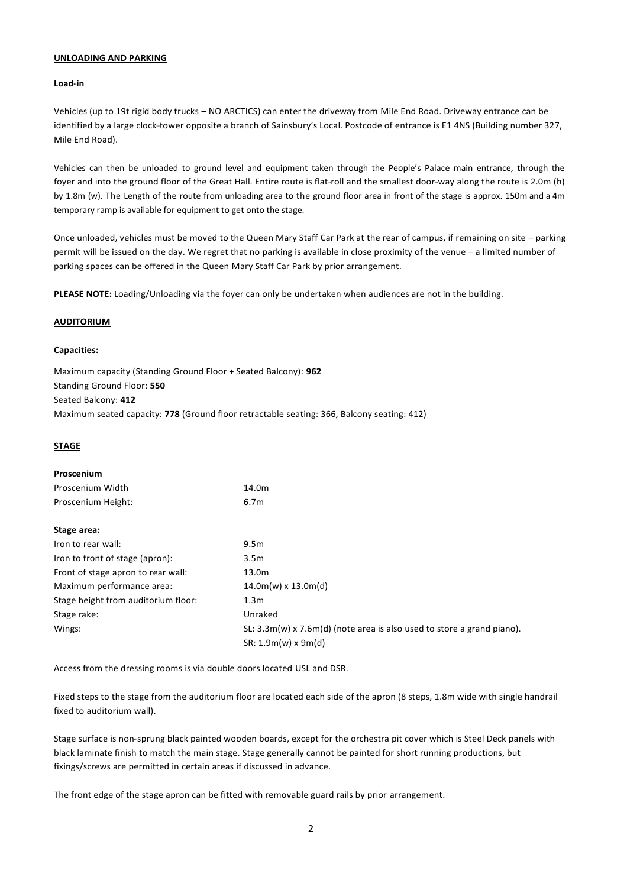## UNLOADING AND PARKING

### Load-in

Vehicles (up to 19t rigid body trucks – NO ARCTICS) can enter the driveway from Mile End Road. Driveway entrance can be identified by a large clock-tower opposite a branch of Sainsbury's Local. Postcode of entrance is E1 4NS (Building number 327, Mile End Road).

Vehicles can then be unloaded to ground level and equipment taken through the People's Palace main entrance, through the foyer and into the ground floor of the Great Hall. Entire route is flat-roll and the smallest door-way along the route is 2.0m (h) by 1.8m (w). The Length of the route from unloading area to the ground floor area in front of the stage is approx. 150m and a 4m temporary ramp is available for equipment to get onto the stage.

Once unloaded, vehicles must be moved to the Queen Mary Staff Car Park at the rear of campus, if remaining on site – parking permit will be issued on the day. We regret that no parking is available in close proximity of the venue – a limited number of parking spaces can be offered in the Queen Mary Staff Car Park by prior arrangement.

**PLEASE NOTE:** Loading/Unloading via the foyer can only be undertaken when audiences are not in the building.

## AUDITORIUM

### Capacities:

Maximum capacity (Standing Ground Floor + Seated Balcony): **962**
Standing Ground Floor: **550**
Seated Balcony: **412**
Maximum seated capacity: **778** (Ground floor retractable seating: 366, Balcony seating: 412)

## STAGE

### Proscenium

| | |
|---|---|
| Proscenium Width | 14.0m |
| Proscenium Height: | 6.7m |

### Stage area:

| | |
|---|---|
| Iron to rear wall: | 9.5m |
| Iron to front of stage (apron): | 3.5m |
| Front of stage apron to rear wall: | 13.0m |
| Maximum performance area: | 14.0m(w) x 13.0m(d) |
| Stage height from auditorium floor: | 1.3m |
| Stage rake: | Unraked |
| Wings: | SL: 3.3m(w) x 7.6m(d) (note area is also used to store a grand piano).<br>SR: 1.9m(w) x 9m(d) |

Access from the dressing rooms is via double doors located USL and DSR.

Fixed steps to the stage from the auditorium floor are located each side of the apron (8 steps, 1.8m wide with single handrail fixed to auditorium wall).

Stage surface is non-sprung black painted wooden boards, except for the orchestra pit cover which is Steel Deck panels with black laminate finish to match the main stage. Stage generally cannot be painted for short running productions, but fixings/screws are permitted in certain areas if discussed in advance.

The front edge of the stage apron can be fitted with removable guard rails by prior arrangement.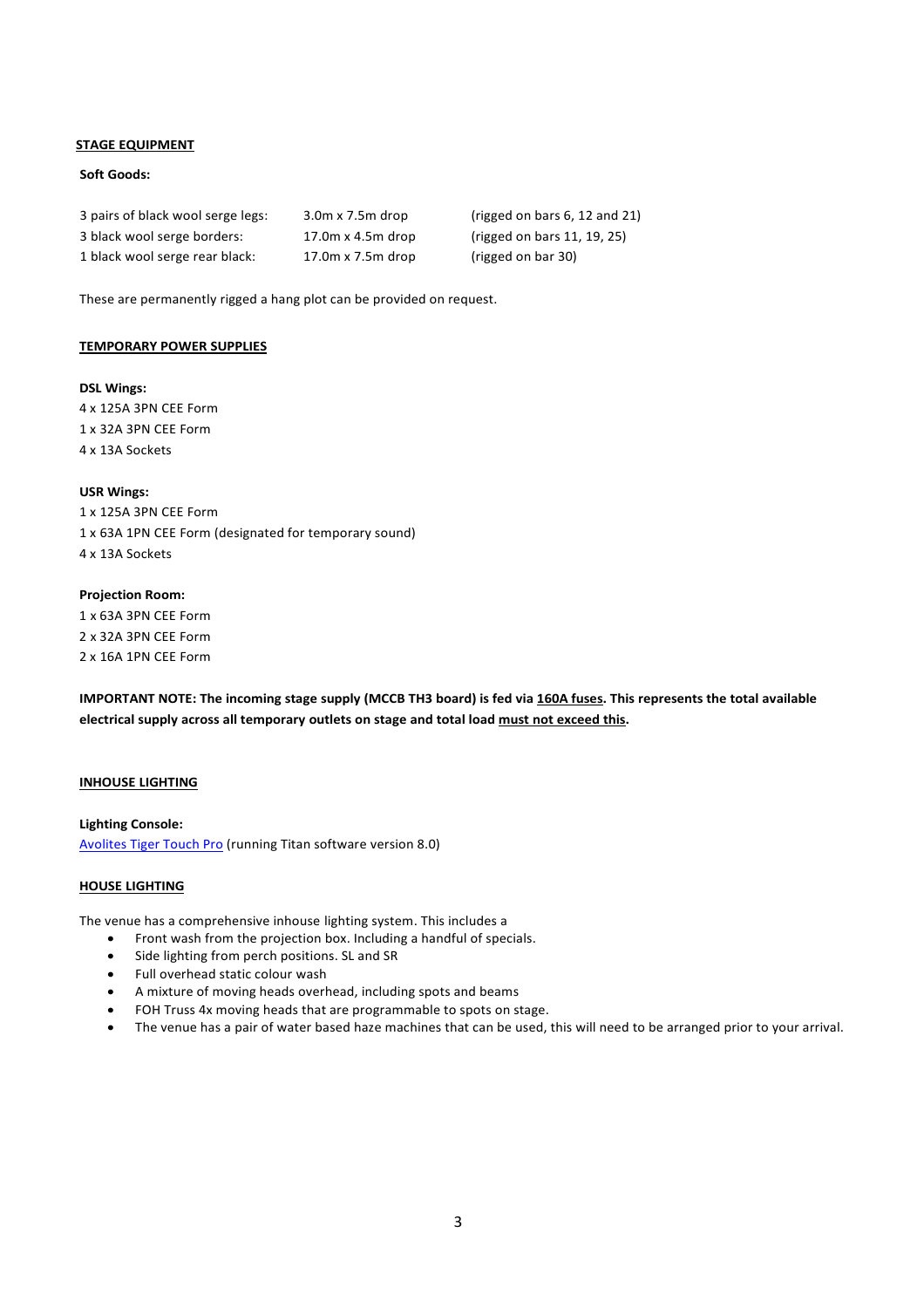## STAGE EQUIPMENT

**Soft Goods:**

| | | |
|---|---|---|
| 3 pairs of black wool serge legs: | 3.0m x 7.5m drop | (rigged on bars 6, 12 and 21) |
| 3 black wool serge borders: | 17.0m x 4.5m drop | (rigged on bars 11, 19, 25) |
| 1 black wool serge rear black: | 17.0m x 7.5m drop | (rigged on bar 30) |

These are permanently rigged a hang plot can be provided on request.

## TEMPORARY POWER SUPPLIES

**DSL Wings:**
4 x 125A 3PN CEE Form
1 x 32A 3PN CEE Form
4 x 13A Sockets

**USR Wings:**
1 x 125A 3PN CEE Form
1 x 63A 1PN CEE Form (designated for temporary sound)
4 x 13A Sockets

**Projection Room:**
1 x 63A 3PN CEE Form
2 x 32A 3PN CEE Form
2 x 16A 1PN CEE Form

**IMPORTANT NOTE: The incoming stage supply (MCCB TH3 board) is fed via 160A fuses. This represents the total available electrical supply across all temporary outlets on stage and total load must not exceed this.**

## INHOUSE LIGHTING

**Lighting Console:**
Avolites Tiger Touch Pro (running Titan software version 8.0)

## HOUSE LIGHTING

The venue has a comprehensive inhouse lighting system. This includes a

- Front wash from the projection box. Including a handful of specials.
- Side lighting from perch positions. SL and SR
- Full overhead static colour wash
- A mixture of moving heads overhead, including spots and beams
- FOH Truss 4x moving heads that are programmable to spots on stage.
- The venue has a pair of water based haze machines that can be used, this will need to be arranged prior to your arrival.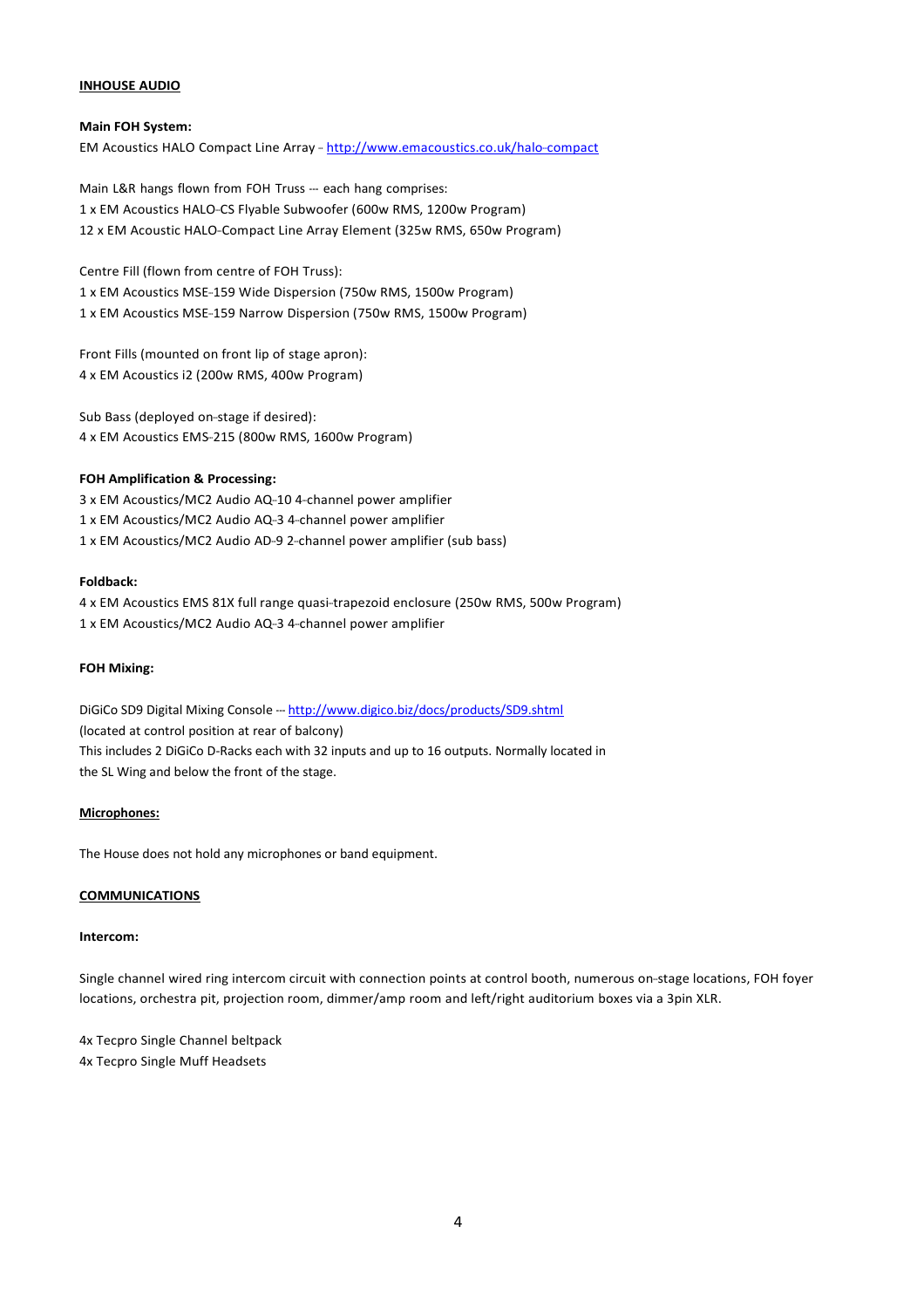## INHOUSE AUDIO

### Main FOH System:

EM Acoustics HALO Compact Line Array – [http://www.emacoustics.co.uk/halo-compact](http://www.emacoustics.co.uk/halo-compact)

Main L&R hangs flown from FOH Truss --- each hang comprises:
1 x EM Acoustics HALO-CS Flyable Subwoofer (600w RMS, 1200w Program)
12 x EM Acoustic HALO-Compact Line Array Element (325w RMS, 650w Program)

Centre Fill (flown from centre of FOH Truss):
1 x EM Acoustics MSE-159 Wide Dispersion (750w RMS, 1500w Program)
1 x EM Acoustics MSE-159 Narrow Dispersion (750w RMS, 1500w Program)

Front Fills (mounted on front lip of stage apron):
4 x EM Acoustics i2 (200w RMS, 400w Program)

Sub Bass (deployed on-stage if desired):
4 x EM Acoustics EMS-215 (800w RMS, 1600w Program)

### FOH Amplification & Processing:

3 x EM Acoustics/MC2 Audio AQ-10 4-channel power amplifier
1 x EM Acoustics/MC2 Audio AQ-3 4-channel power amplifier
1 x EM Acoustics/MC2 Audio AD-9 2-channel power amplifier (sub bass)

### Foldback:

4 x EM Acoustics EMS 81X full range quasi-trapezoid enclosure (250w RMS, 500w Program)
1 x EM Acoustics/MC2 Audio AQ-3 4-channel power amplifier

### FOH Mixing:

DiGiCo SD9 Digital Mixing Console --- [http://www.digico.biz/docs/products/SD9.shtml](http://www.digico.biz/docs/products/SD9.shtml)
(located at control position at rear of balcony)
This includes 2 DiGiCo D-Racks each with 32 inputs and up to 16 outputs. Normally located in the SL Wing and below the front of the stage.

## Microphones:

The House does not hold any microphones or band equipment.

## COMMUNICATIONS

### Intercom:

Single channel wired ring intercom circuit with connection points at control booth, numerous on-stage locations, FOH foyer locations, orchestra pit, projection room, dimmer/amp room and left/right auditorium boxes via a 3pin XLR.

4x Tecpro Single Channel beltpack
4x Tecpro Single Muff Headsets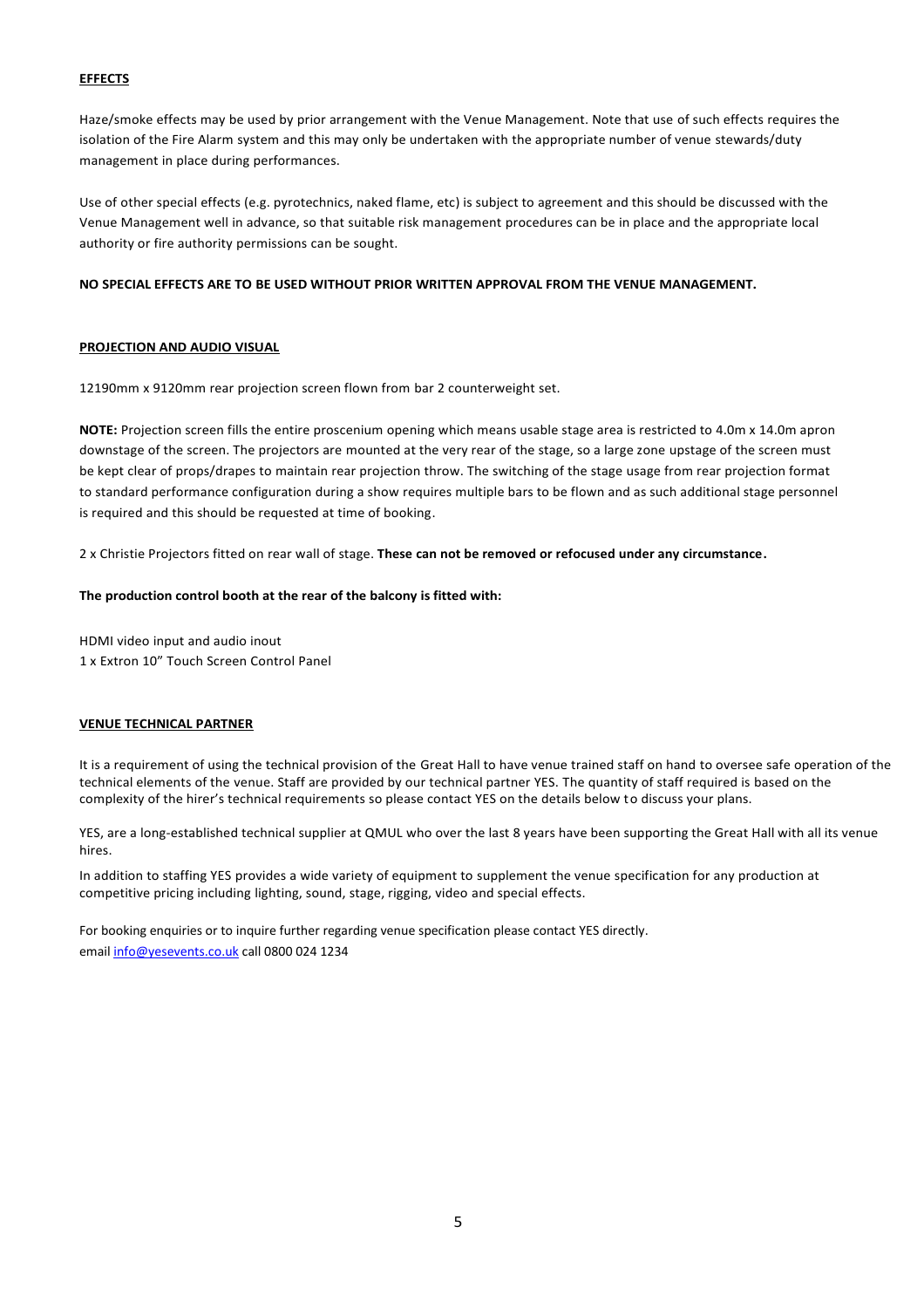## EFFECTS

Haze/smoke effects may be used by prior arrangement with the Venue Management. Note that use of such effects requires the isolation of the Fire Alarm system and this may only be undertaken with the appropriate number of venue stewards/duty management in place during performances.

Use of other special effects (e.g. pyrotechnics, naked flame, etc) is subject to agreement and this should be discussed with the Venue Management well in advance, so that suitable risk management procedures can be in place and the appropriate local authority or fire authority permissions can be sought.

**NO SPECIAL EFFECTS ARE TO BE USED WITHOUT PRIOR WRITTEN APPROVAL FROM THE VENUE MANAGEMENT.**

## PROJECTION AND AUDIO VISUAL

12190mm x 9120mm rear projection screen flown from bar 2 counterweight set.

**NOTE:** Projection screen fills the entire proscenium opening which means usable stage area is restricted to 4.0m x 14.0m apron downstage of the screen. The projectors are mounted at the very rear of the stage, so a large zone upstage of the screen must be kept clear of props/drapes to maintain rear projection throw. The switching of the stage usage from rear projection format to standard performance configuration during a show requires multiple bars to be flown and as such additional stage personnel is required and this should be requested at time of booking.

2 x Christie Projectors fitted on rear wall of stage. **These can not be removed or refocused under any circumstance.**

**The production control booth at the rear of the balcony is fitted with:**

HDMI video input and audio inout
1 x Extron 10" Touch Screen Control Panel

## VENUE TECHNICAL PARTNER

It is a requirement of using the technical provision of the Great Hall to have venue trained staff on hand to oversee safe operation of the technical elements of the venue. Staff are provided by our technical partner YES. The quantity of staff required is based on the complexity of the hirer's technical requirements so please contact YES on the details below to discuss your plans.

YES, are a long-established technical supplier at QMUL who over the last 8 years have been supporting the Great Hall with all its venue hires.

In addition to staffing YES provides a wide variety of equipment to supplement the venue specification for any production at competitive pricing including lighting, sound, stage, rigging, video and special effects.

For booking enquiries or to inquire further regarding venue specification please contact YES directly.
email info@yesevents.co.uk call 0800 024 1234